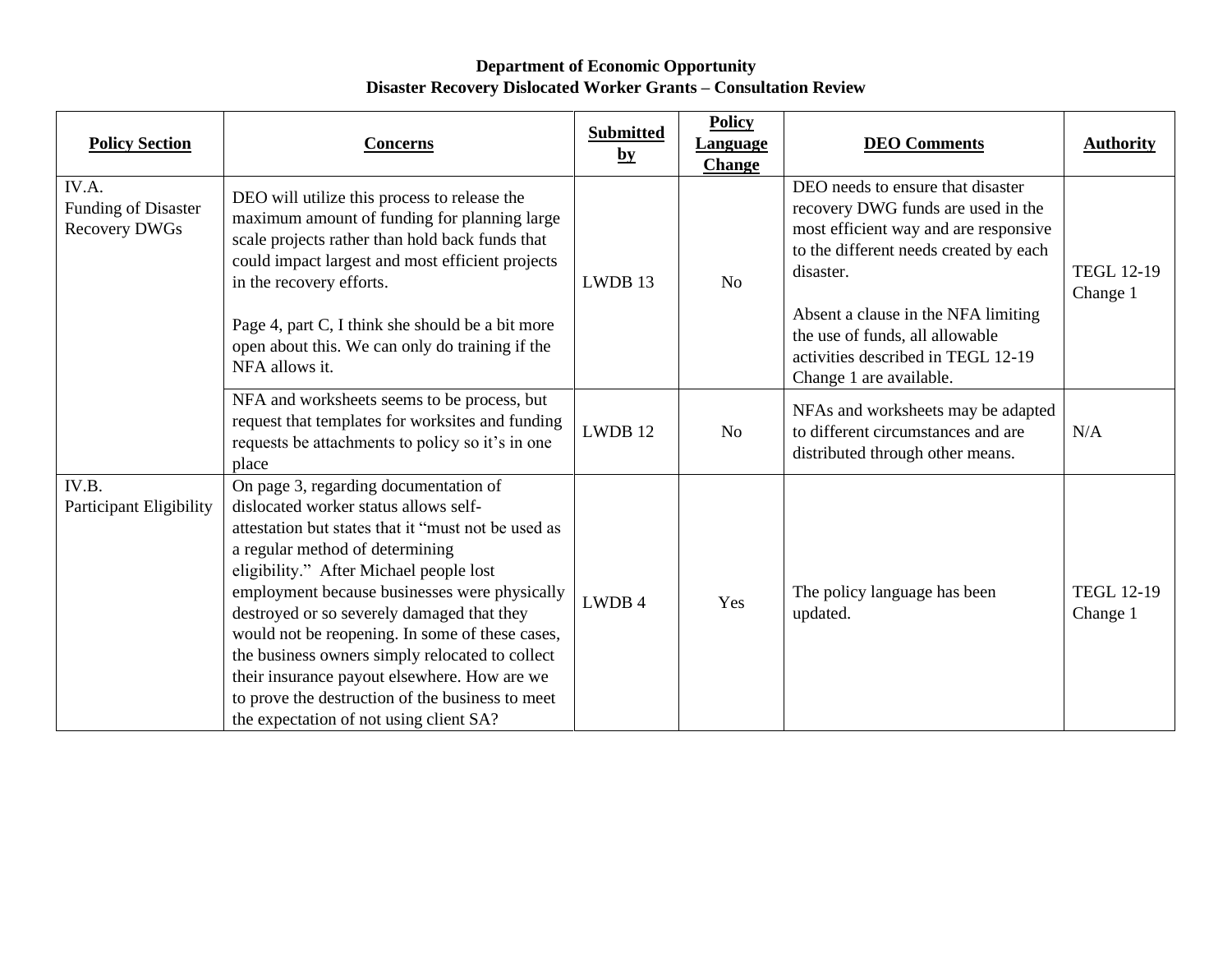**Department of Economic Opportunity**
**Disaster Recovery Dislocated Worker Grants – Consultation Review**

| Policy Section | Concerns | Submitted by | Policy Language Change | DEO Comments | Authority |
|---|---|---|---|---|---|
| IV.A. Funding of Disaster Recovery DWGs | DEO will utilize this process to release the maximum amount of funding for planning large scale projects rather than hold back funds that could impact largest and most efficient projects in the recovery efforts.<br><br>Page 4, part C, I think she should be a bit more open about this. We can only do training if the NFA allows it. | LWDB 13 | No | DEO needs to ensure that disaster recovery DWG funds are used in the most efficient way and are responsive to the different needs created by each disaster.<br><br>Absent a clause in the NFA limiting the use of funds, all allowable activities described in TEGL 12-19 Change 1 are available. | TEGL 12-19 Change 1 |
| | NFA and worksheets seems to be process, but request that templates for worksites and funding requests be attachments to policy so it's in one place | LWDB 12 | No | NFAs and worksheets may be adapted to different circumstances and are distributed through other means. | N/A |
| IV.B. Participant Eligibility | On page 3, regarding documentation of dislocated worker status allows self-attestation but states that it "must not be used as a regular method of determining eligibility." After Michael people lost employment because businesses were physically destroyed or so severely damaged that they would not be reopening. In some of these cases, the business owners simply relocated to collect their insurance payout elsewhere. How are we to prove the destruction of the business to meet the expectation of not using client SA? | LWDB 4 | Yes | The policy language has been updated. | TEGL 12-19 Change 1 |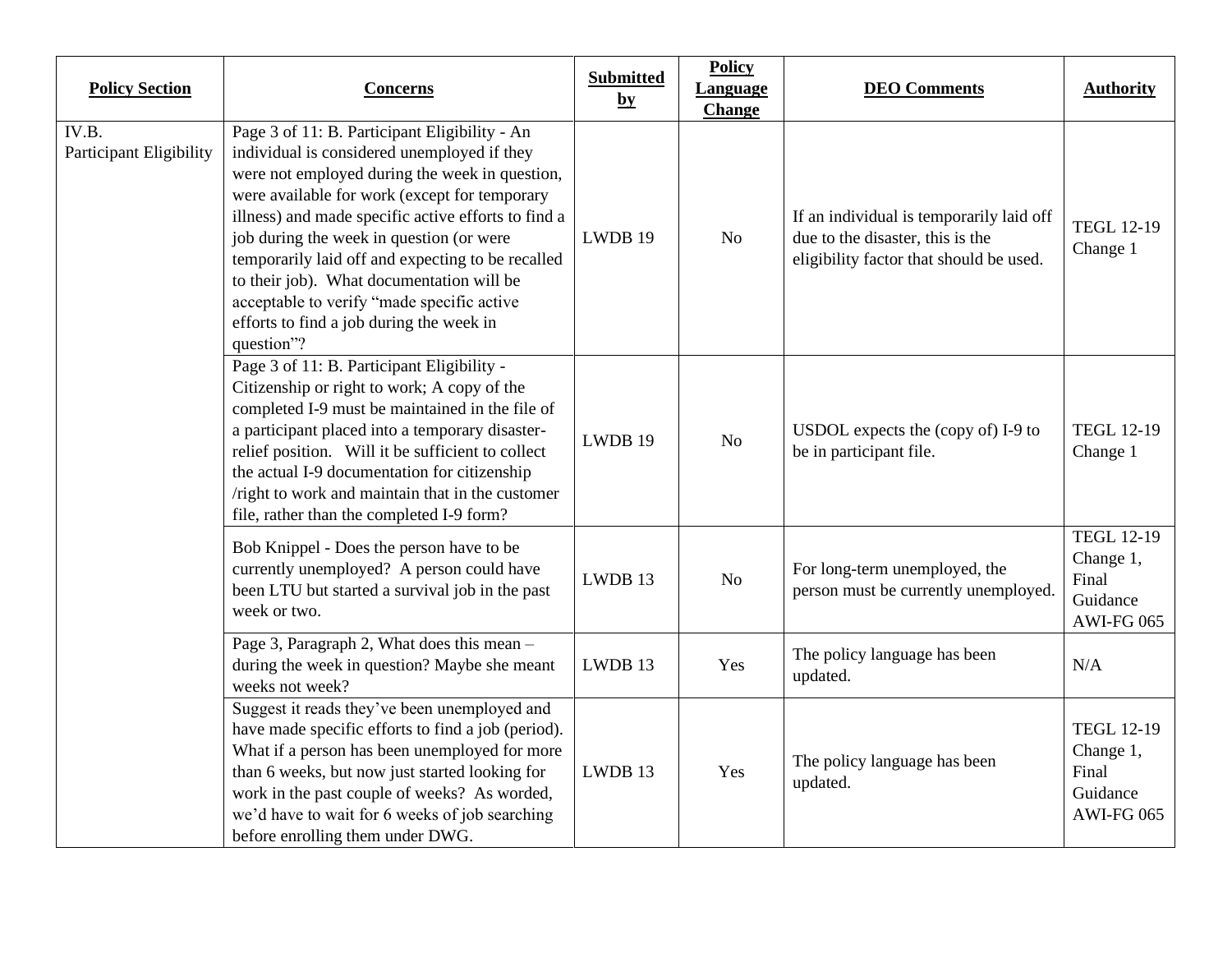| Policy Section | Concerns | Submitted by | Policy Language Change | DEO Comments | Authority |
|---|---|---|---|---|---|
| IV.B. Participant Eligibility | Page 3 of 11: B. Participant Eligibility - An individual is considered unemployed if they were not employed during the week in question, were available for work (except for temporary illness) and made specific active efforts to find a job during the week in question (or were temporarily laid off and expecting to be recalled to their job). What documentation will be acceptable to verify "made specific active efforts to find a job during the week in question"? | LWDB 19 | No | If an individual is temporarily laid off due to the disaster, this is the eligibility factor that should be used. | TEGL 12-19 Change 1 |
| | Page 3 of 11: B. Participant Eligibility - Citizenship or right to work; A copy of the completed I-9 must be maintained in the file of a participant placed into a temporary disaster-relief position. Will it be sufficient to collect the actual I-9 documentation for citizenship /right to work and maintain that in the customer file, rather than the completed I-9 form? | LWDB 19 | No | USDOL expects the (copy of) I-9 to be in participant file. | TEGL 12-19 Change 1 |
| | Bob Knippel - Does the person have to be currently unemployed? A person could have been LTU but started a survival job in the past week or two. | LWDB 13 | No | For long-term unemployed, the person must be currently unemployed. | TEGL 12-19 Change 1, Final Guidance AWI-FG 065 |
| | Page 3, Paragraph 2, What does this mean – during the week in question? Maybe she meant weeks not week? | LWDB 13 | Yes | The policy language has been updated. | N/A |
| | Suggest it reads they've been unemployed and have made specific efforts to find a job (period). What if a person has been unemployed for more than 6 weeks, but now just started looking for work in the past couple of weeks? As worded, we'd have to wait for 6 weeks of job searching before enrolling them under DWG. | LWDB 13 | Yes | The policy language has been updated. | TEGL 12-19 Change 1, Final Guidance AWI-FG 065 |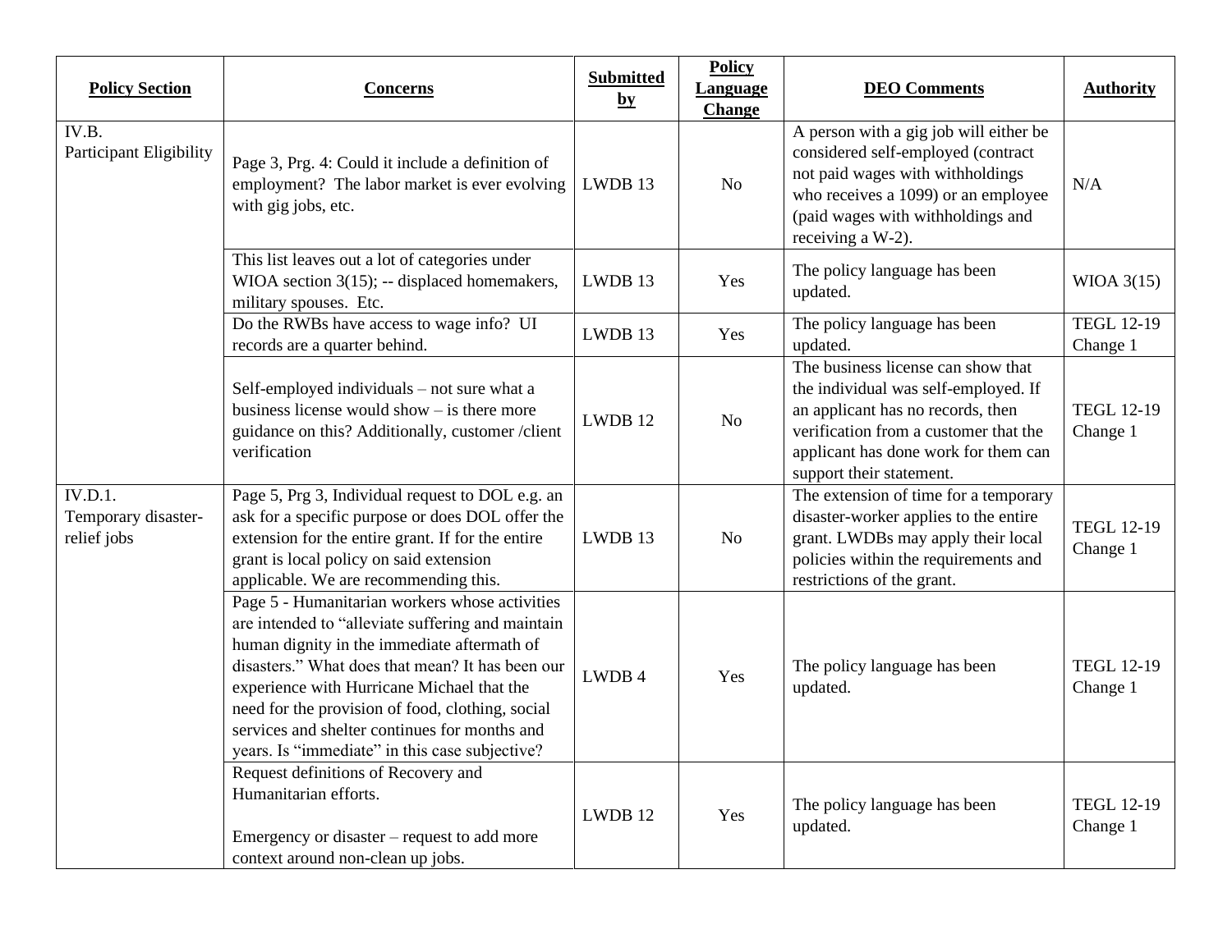| Policy Section | Concerns | Submitted by | Policy Language Change | DEO Comments | Authority |
|---|---|---|---|---|---|
| IV.B. Participant Eligibility | Page 3, Prg. 4: Could it include a definition of employment? The labor market is ever evolving with gig jobs, etc. | LWDB 13 | No | A person with a gig job will either be considered self-employed (contract not paid wages with withholdings who receives a 1099) or an employee (paid wages with withholdings and receiving a W-2). | N/A |
| | This list leaves out a lot of categories under WIOA section 3(15); -- displaced homemakers, military spouses. Etc. | LWDB 13 | Yes | The policy language has been updated. | WIOA 3(15) |
| | Do the RWBs have access to wage info? UI records are a quarter behind. | LWDB 13 | Yes | The policy language has been updated. | TEGL 12-19 Change 1 |
| | Self-employed individuals – not sure what a business license would show – is there more guidance on this? Additionally, customer /client verification | LWDB 12 | No | The business license can show that the individual was self-employed. If an applicant has no records, then verification from a customer that the applicant has done work for them can support their statement. | TEGL 12-19 Change 1 |
| IV.D.1. Temporary disaster-relief jobs | Page 5, Prg 3, Individual request to DOL e.g. an ask for a specific purpose or does DOL offer the extension for the entire grant. If for the entire grant is local policy on said extension applicable. We are recommending this. | LWDB 13 | No | The extension of time for a temporary disaster-worker applies to the entire grant. LWDBs may apply their local policies within the requirements and restrictions of the grant. | TEGL 12-19 Change 1 |
| | Page 5 - Humanitarian workers whose activities are intended to "alleviate suffering and maintain human dignity in the immediate aftermath of disasters." What does that mean? It has been our experience with Hurricane Michael that the need for the provision of food, clothing, social services and shelter continues for months and years. Is "immediate" in this case subjective? | LWDB 4 | Yes | The policy language has been updated. | TEGL 12-19 Change 1 |
| | Request definitions of Recovery and Humanitarian efforts.<br><br>Emergency or disaster – request to add more context around non-clean up jobs. | LWDB 12 | Yes | The policy language has been updated. | TEGL 12-19 Change 1 |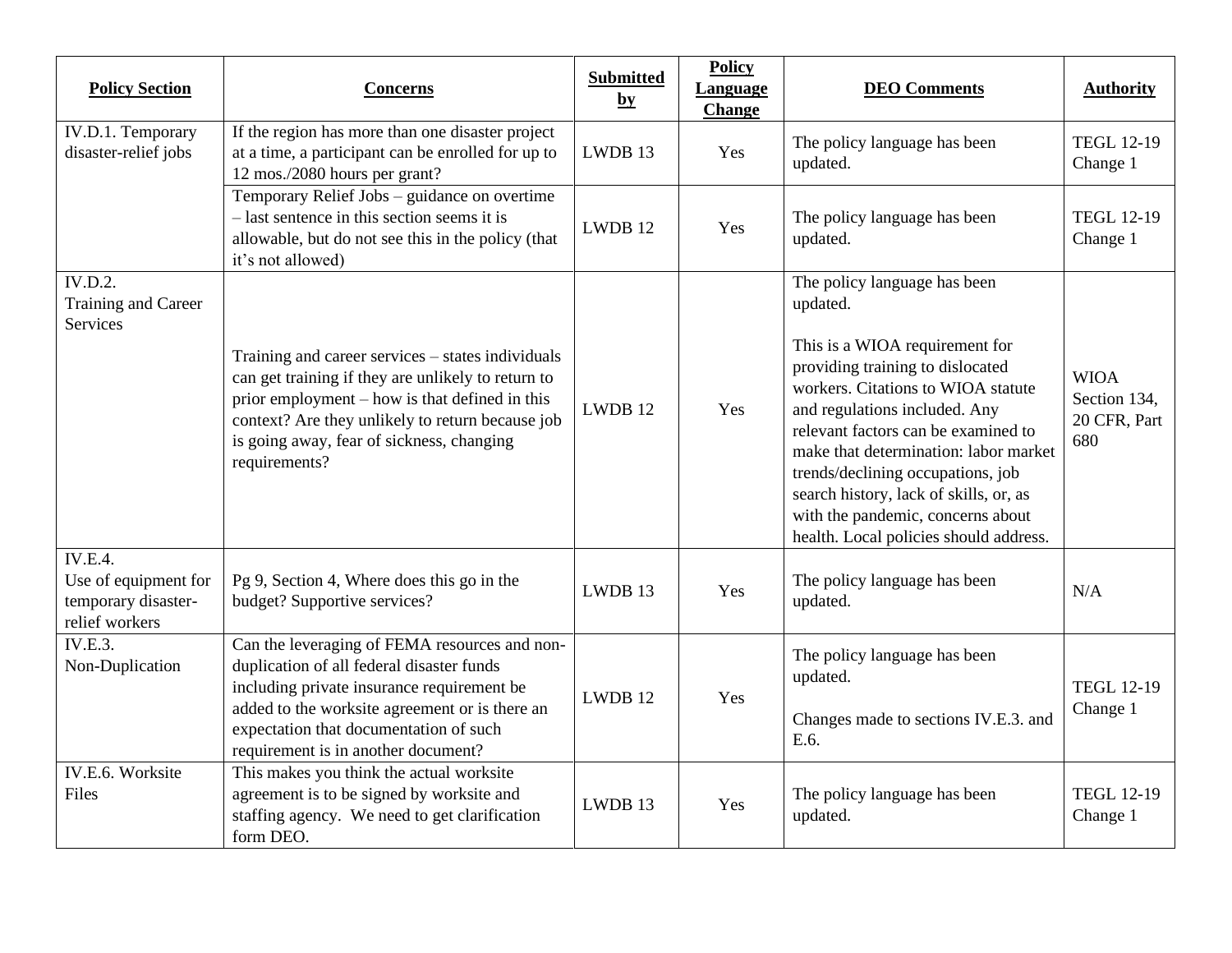| Policy Section | Concerns | Submitted by | Policy Language Change | DEO Comments | Authority |
|---|---|---|---|---|---|
| IV.D.1. Temporary disaster-relief jobs | If the region has more than one disaster project at a time, a participant can be enrolled for up to 12 mos./2080 hours per grant? | LWDB 13 | Yes | The policy language has been updated. | TEGL 12-19 Change 1 |
| | Temporary Relief Jobs – guidance on overtime – last sentence in this section seems it is allowable, but do not see this in the policy (that it's not allowed) | LWDB 12 | Yes | The policy language has been updated. | TEGL 12-19 Change 1 |
| IV.D.2. Training and Career Services | Training and career services – states individuals can get training if they are unlikely to return to prior employment – how is that defined in this context? Are they unlikely to return because job is going away, fear of sickness, changing requirements? | LWDB 12 | Yes | The policy language has been updated.<br><br>This is a WIOA requirement for providing training to dislocated workers. Citations to WIOA statute and regulations included. Any relevant factors can be examined to make that determination: labor market trends/declining occupations, job search history, lack of skills, or, as with the pandemic, concerns about health. Local policies should address. | WIOA Section 134, 20 CFR, Part 680 |
| IV.E.4. Use of equipment for temporary disaster-relief workers | Pg 9, Section 4, Where does this go in the budget? Supportive services? | LWDB 13 | Yes | The policy language has been updated. | N/A |
| IV.E.3. Non-Duplication | Can the leveraging of FEMA resources and non-duplication of all federal disaster funds including private insurance requirement be added to the worksite agreement or is there an expectation that documentation of such requirement is in another document? | LWDB 12 | Yes | The policy language has been updated.<br><br>Changes made to sections IV.E.3. and E.6. | TEGL 12-19 Change 1 |
| IV.E.6. Worksite Files | This makes you think the actual worksite agreement is to be signed by worksite and staffing agency. We need to get clarification form DEO. | LWDB 13 | Yes | The policy language has been updated. | TEGL 12-19 Change 1 |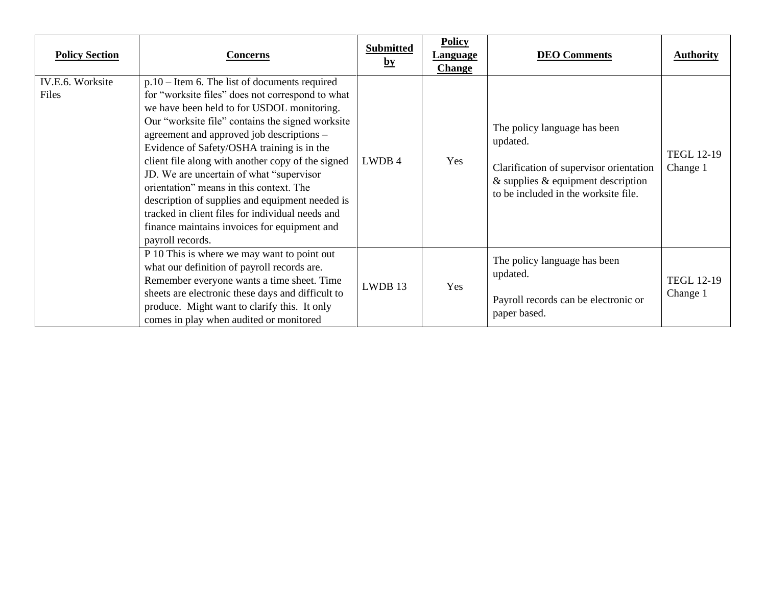| Policy Section | Concerns | Submitted by | Policy Language Change | DEO Comments | Authority |
|---|---|---|---|---|---|
| IV.E.6. Worksite Files | p.10 – Item 6. The list of documents required for "worksite files" does not correspond to what we have been held to for USDOL monitoring. Our "worksite file" contains the signed worksite agreement and approved job descriptions – Evidence of Safety/OSHA training is in the client file along with another copy of the signed JD. We are uncertain of what "supervisor orientation" means in this context. The description of supplies and equipment needed is tracked in client files for individual needs and finance maintains invoices for equipment and payroll records. | LWDB 4 | Yes | The policy language has been updated.<br><br>Clarification of supervisor orientation & supplies & equipment description to be included in the worksite file. | TEGL 12-19 Change 1 |
| | P 10 This is where we may want to point out what our definition of payroll records are. Remember everyone wants a time sheet. Time sheets are electronic these days and difficult to produce. Might want to clarify this. It only comes in play when audited or monitored | LWDB 13 | Yes | The policy language has been updated.<br><br>Payroll records can be electronic or paper based. | TEGL 12-19 Change 1 |